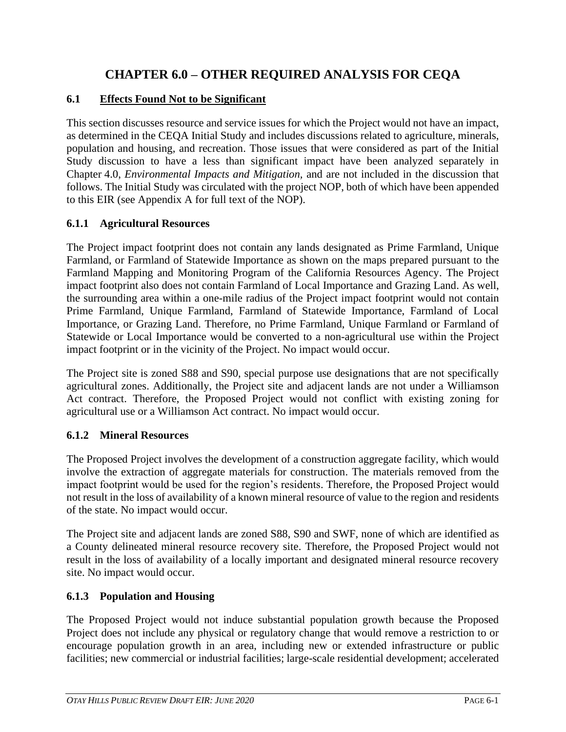# CHAPTER 6.0 – OTHER REQUIRED ANALYSIS FOR CEQA

## 6.1 Effects Found Not to be Significant

This section discusses resource and service issues for which the Project would not have an impact, as determined in the CEQA Initial Study and includes discussions related to agriculture, minerals, population and housing, and recreation. Those issues that were considered as part of the Initial Study discussion to have a less than significant impact have been analyzed separately in Chapter 4.0, *Environmental Impacts and Mitigation*, and are not included in the discussion that follows. The Initial Study was circulated with the project NOP, both of which have been appended to this EIR (see Appendix A for full text of the NOP).

### 6.1.1 Agricultural Resources

The Project impact footprint does not contain any lands designated as Prime Farmland, Unique Farmland, or Farmland of Statewide Importance as shown on the maps prepared pursuant to the Farmland Mapping and Monitoring Program of the California Resources Agency. The Project impact footprint also does not contain Farmland of Local Importance and Grazing Land. As well, the surrounding area within a one-mile radius of the Project impact footprint would not contain Prime Farmland, Unique Farmland, Farmland of Statewide Importance, Farmland of Local Importance, or Grazing Land. Therefore, no Prime Farmland, Unique Farmland or Farmland of Statewide or Local Importance would be converted to a non-agricultural use within the Project impact footprint or in the vicinity of the Project. No impact would occur.

The Project site is zoned S88 and S90, special purpose use designations that are not specifically agricultural zones. Additionally, the Project site and adjacent lands are not under a Williamson Act contract. Therefore, the Proposed Project would not conflict with existing zoning for agricultural use or a Williamson Act contract. No impact would occur.

### 6.1.2 Mineral Resources

The Proposed Project involves the development of a construction aggregate facility, which would involve the extraction of aggregate materials for construction. The materials removed from the impact footprint would be used for the region's residents. Therefore, the Proposed Project would not result in the loss of availability of a known mineral resource of value to the region and residents of the state. No impact would occur.

The Project site and adjacent lands are zoned S88, S90 and SWF, none of which are identified as a County delineated mineral resource recovery site. Therefore, the Proposed Project would not result in the loss of availability of a locally important and designated mineral resource recovery site. No impact would occur.

### 6.1.3 Population and Housing

The Proposed Project would not induce substantial population growth because the Proposed Project does not include any physical or regulatory change that would remove a restriction to or encourage population growth in an area, including new or extended infrastructure or public facilities; new commercial or industrial facilities; large-scale residential development; accelerated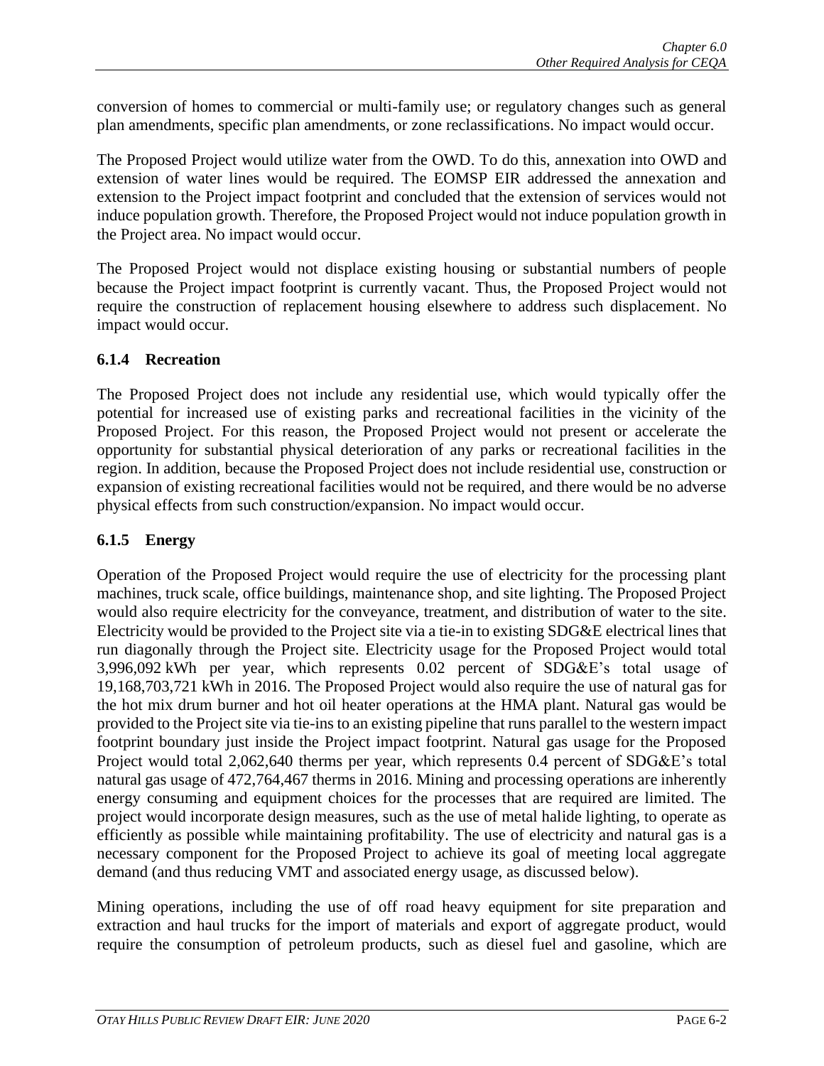conversion of homes to commercial or multi-family use; or regulatory changes such as general plan amendments, specific plan amendments, or zone reclassifications. No impact would occur.

The Proposed Project would utilize water from the OWD. To do this, annexation into OWD and extension of water lines would be required. The EOMSP EIR addressed the annexation and extension to the Project impact footprint and concluded that the extension of services would not induce population growth. Therefore, the Proposed Project would not induce population growth in the Project area. No impact would occur.

The Proposed Project would not displace existing housing or substantial numbers of people because the Project impact footprint is currently vacant. Thus, the Proposed Project would not require the construction of replacement housing elsewhere to address such displacement. No impact would occur.

### 6.1.4 Recreation

The Proposed Project does not include any residential use, which would typically offer the potential for increased use of existing parks and recreational facilities in the vicinity of the Proposed Project. For this reason, the Proposed Project would not present or accelerate the opportunity for substantial physical deterioration of any parks or recreational facilities in the region. In addition, because the Proposed Project does not include residential use, construction or expansion of existing recreational facilities would not be required, and there would be no adverse physical effects from such construction/expansion. No impact would occur.

### 6.1.5 Energy

Operation of the Proposed Project would require the use of electricity for the processing plant machines, truck scale, office buildings, maintenance shop, and site lighting. The Proposed Project would also require electricity for the conveyance, treatment, and distribution of water to the site. Electricity would be provided to the Project site via a tie-in to existing SDG&E electrical lines that run diagonally through the Project site. Electricity usage for the Proposed Project would total 3,996,092 kWh per year, which represents 0.02 percent of SDG&E's total usage of 19,168,703,721 kWh in 2016. The Proposed Project would also require the use of natural gas for the hot mix drum burner and hot oil heater operations at the HMA plant. Natural gas would be provided to the Project site via tie-ins to an existing pipeline that runs parallel to the western impact footprint boundary just inside the Project impact footprint. Natural gas usage for the Proposed Project would total 2,062,640 therms per year, which represents 0.4 percent of SDG&E's total natural gas usage of 472,764,467 therms in 2016. Mining and processing operations are inherently energy consuming and equipment choices for the processes that are required are limited. The project would incorporate design measures, such as the use of metal halide lighting, to operate as efficiently as possible while maintaining profitability. The use of electricity and natural gas is a necessary component for the Proposed Project to achieve its goal of meeting local aggregate demand (and thus reducing VMT and associated energy usage, as discussed below).

Mining operations, including the use of off road heavy equipment for site preparation and extraction and haul trucks for the import of materials and export of aggregate product, would require the consumption of petroleum products, such as diesel fuel and gasoline, which are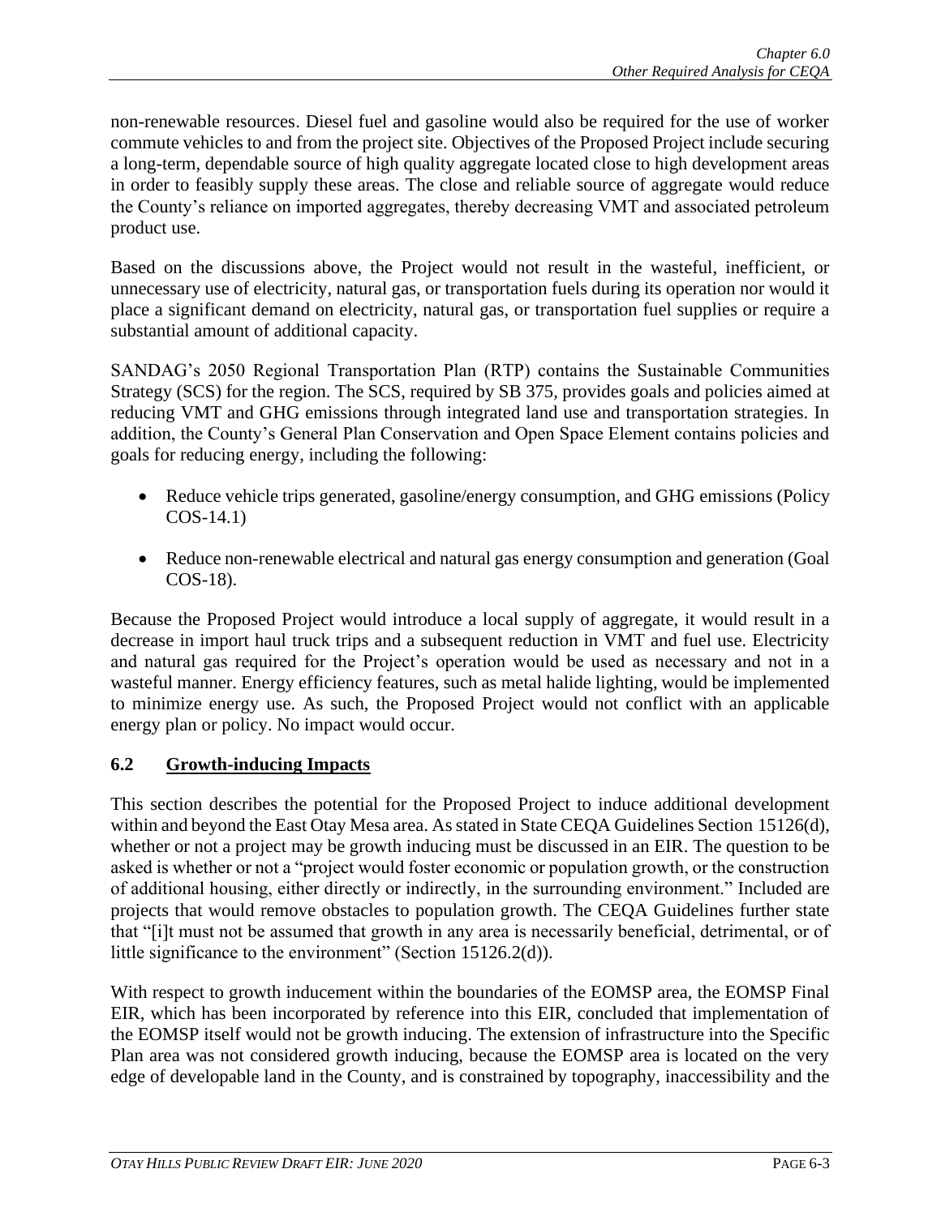non-renewable resources. Diesel fuel and gasoline would also be required for the use of worker commute vehicles to and from the project site. Objectives of the Proposed Project include securing a long-term, dependable source of high quality aggregate located close to high development areas in order to feasibly supply these areas. The close and reliable source of aggregate would reduce the County's reliance on imported aggregates, thereby decreasing VMT and associated petroleum product use.

Based on the discussions above, the Project would not result in the wasteful, inefficient, or unnecessary use of electricity, natural gas, or transportation fuels during its operation nor would it place a significant demand on electricity, natural gas, or transportation fuel supplies or require a substantial amount of additional capacity.

SANDAG's 2050 Regional Transportation Plan (RTP) contains the Sustainable Communities Strategy (SCS) for the region. The SCS, required by SB 375, provides goals and policies aimed at reducing VMT and GHG emissions through integrated land use and transportation strategies. In addition, the County's General Plan Conservation and Open Space Element contains policies and goals for reducing energy, including the following:

- Reduce vehicle trips generated, gasoline/energy consumption, and GHG emissions (Policy COS-14.1)
- Reduce non-renewable electrical and natural gas energy consumption and generation (Goal COS-18).

Because the Proposed Project would introduce a local supply of aggregate, it would result in a decrease in import haul truck trips and a subsequent reduction in VMT and fuel use. Electricity and natural gas required for the Project's operation would be used as necessary and not in a wasteful manner. Energy efficiency features, such as metal halide lighting, would be implemented to minimize energy use. As such, the Proposed Project would not conflict with an applicable energy plan or policy. No impact would occur.

## 6.2 Growth-inducing Impacts

This section describes the potential for the Proposed Project to induce additional development within and beyond the East Otay Mesa area. As stated in State CEQA Guidelines Section 15126(d), whether or not a project may be growth inducing must be discussed in an EIR. The question to be asked is whether or not a "project would foster economic or population growth, or the construction of additional housing, either directly or indirectly, in the surrounding environment." Included are projects that would remove obstacles to population growth. The CEQA Guidelines further state that "[i]t must not be assumed that growth in any area is necessarily beneficial, detrimental, or of little significance to the environment" (Section 15126.2(d)).

With respect to growth inducement within the boundaries of the EOMSP area, the EOMSP Final EIR, which has been incorporated by reference into this EIR, concluded that implementation of the EOMSP itself would not be growth inducing. The extension of infrastructure into the Specific Plan area was not considered growth inducing, because the EOMSP area is located on the very edge of developable land in the County, and is constrained by topography, inaccessibility and the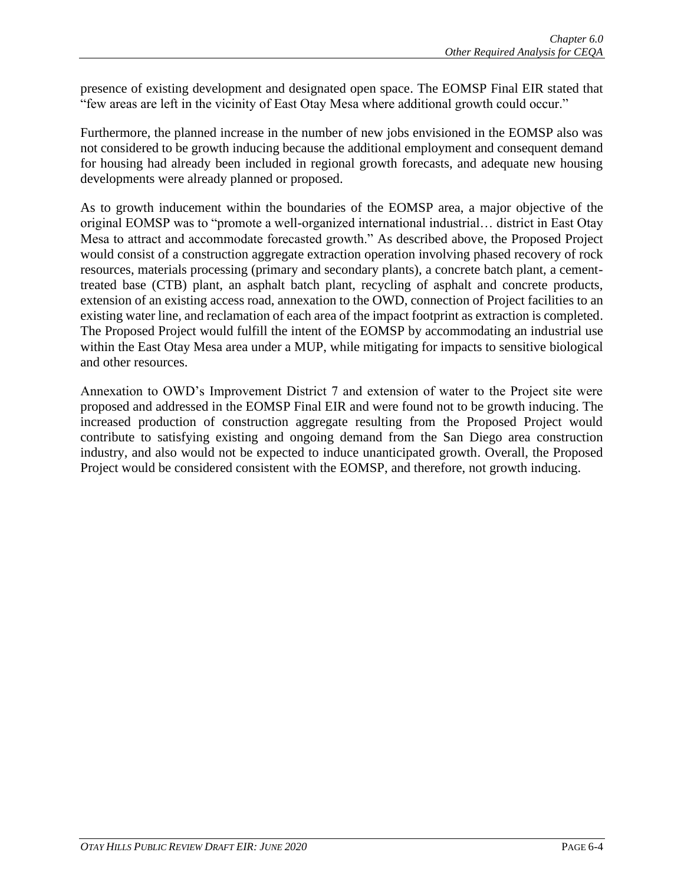presence of existing development and designated open space. The EOMSP Final EIR stated that "few areas are left in the vicinity of East Otay Mesa where additional growth could occur."

Furthermore, the planned increase in the number of new jobs envisioned in the EOMSP also was not considered to be growth inducing because the additional employment and consequent demand for housing had already been included in regional growth forecasts, and adequate new housing developments were already planned or proposed.

As to growth inducement within the boundaries of the EOMSP area, a major objective of the original EOMSP was to "promote a well-organized international industrial… district in East Otay Mesa to attract and accommodate forecasted growth." As described above, the Proposed Project would consist of a construction aggregate extraction operation involving phased recovery of rock resources, materials processing (primary and secondary plants), a concrete batch plant, a cement-treated base (CTB) plant, an asphalt batch plant, recycling of asphalt and concrete products, extension of an existing access road, annexation to the OWD, connection of Project facilities to an existing water line, and reclamation of each area of the impact footprint as extraction is completed. The Proposed Project would fulfill the intent of the EOMSP by accommodating an industrial use within the East Otay Mesa area under a MUP, while mitigating for impacts to sensitive biological and other resources.

Annexation to OWD's Improvement District 7 and extension of water to the Project site were proposed and addressed in the EOMSP Final EIR and were found not to be growth inducing. The increased production of construction aggregate resulting from the Proposed Project would contribute to satisfying existing and ongoing demand from the San Diego area construction industry, and also would not be expected to induce unanticipated growth. Overall, the Proposed Project would be considered consistent with the EOMSP, and therefore, not growth inducing.